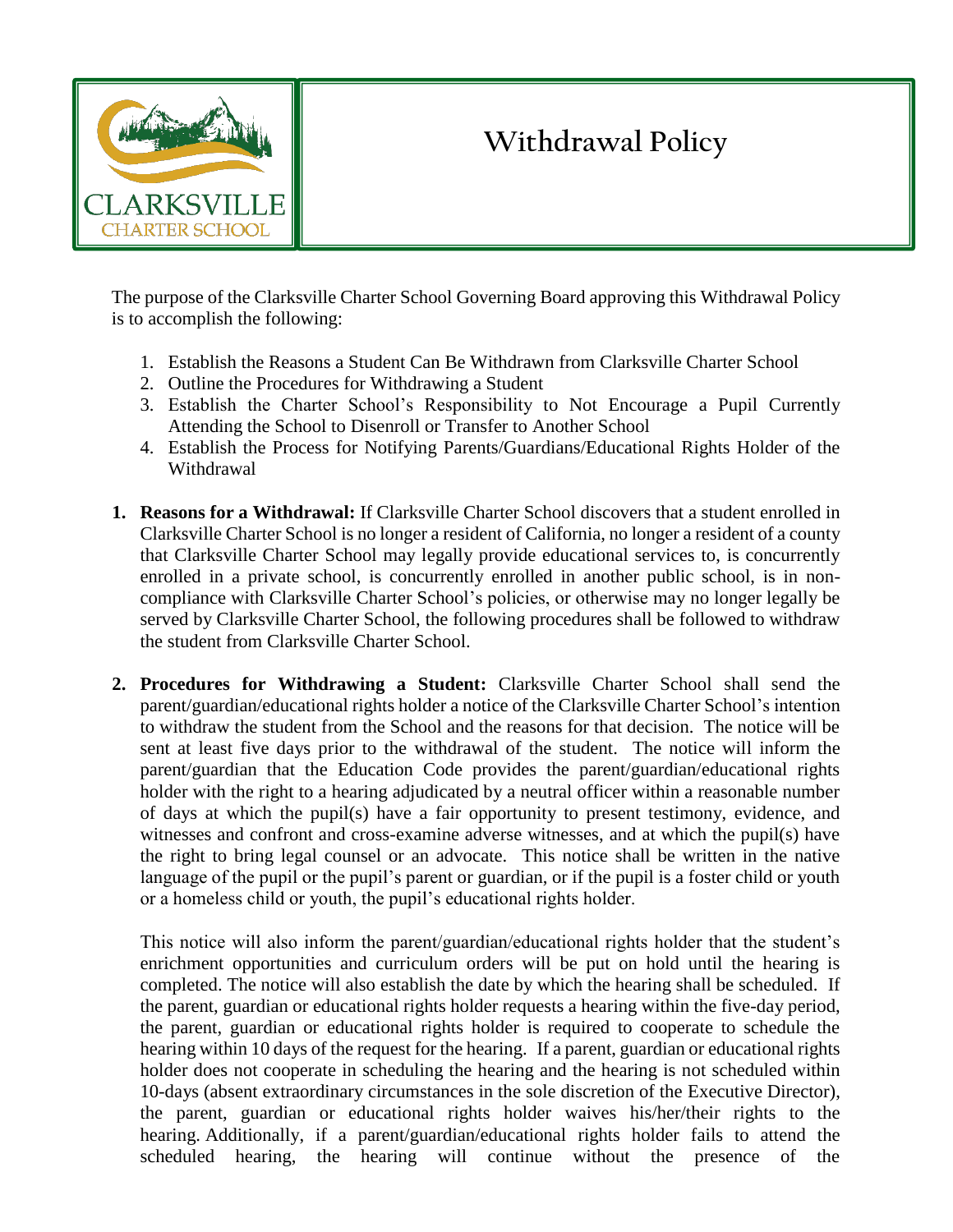# Withdrawal Policy

The purpose of the Clarksville Charter School Governing Board approving this Withdrawal Policy is to accomplish the following:

1. Establish the Reasons a Student Can Be Withdrawn from Clarksville Charter School
2. Outline the Procedures for Withdrawing a Student
3. Establish the Charter School's Responsibility to Not Encourage a Pupil Currently Attending the School to Disenroll or Transfer to Another School
4. Establish the Process for Notifying Parents/Guardians/Educational Rights Holder of the Withdrawal

1. **Reasons for a Withdrawal:** If Clarksville Charter School discovers that a student enrolled in Clarksville Charter School is no longer a resident of California, no longer a resident of a county that Clarksville Charter School may legally provide educational services to, is concurrently enrolled in a private school, is concurrently enrolled in another public school, is in non-compliance with Clarksville Charter School's policies, or otherwise may no longer legally be served by Clarksville Charter School, the following procedures shall be followed to withdraw the student from Clarksville Charter School.

2. **Procedures for Withdrawing a Student:** Clarksville Charter School shall send the parent/guardian/educational rights holder a notice of the Clarksville Charter School's intention to withdraw the student from the School and the reasons for that decision. The notice will be sent at least five days prior to the withdrawal of the student. The notice will inform the parent/guardian that the Education Code provides the parent/guardian/educational rights holder with the right to a hearing adjudicated by a neutral officer within a reasonable number of days at which the pupil(s) have a fair opportunity to present testimony, evidence, and witnesses and confront and cross-examine adverse witnesses, and at which the pupil(s) have the right to bring legal counsel or an advocate. This notice shall be written in the native language of the pupil or the pupil's parent or guardian, or if the pupil is a foster child or youth or a homeless child or youth, the pupil's educational rights holder.

   This notice will also inform the parent/guardian/educational rights holder that the student's enrichment opportunities and curriculum orders will be put on hold until the hearing is completed. The notice will also establish the date by which the hearing shall be scheduled. If the parent, guardian or educational rights holder requests a hearing within the five-day period, the parent, guardian or educational rights holder is required to cooperate to schedule the hearing within 10 days of the request for the hearing. If a parent, guardian or educational rights holder does not cooperate in scheduling the hearing and the hearing is not scheduled within 10-days (absent extraordinary circumstances in the sole discretion of the Executive Director), the parent, guardian or educational rights holder waives his/her/their rights to the hearing. Additionally, if a parent/guardian/educational rights holder fails to attend the scheduled hearing, the hearing will continue without the presence of the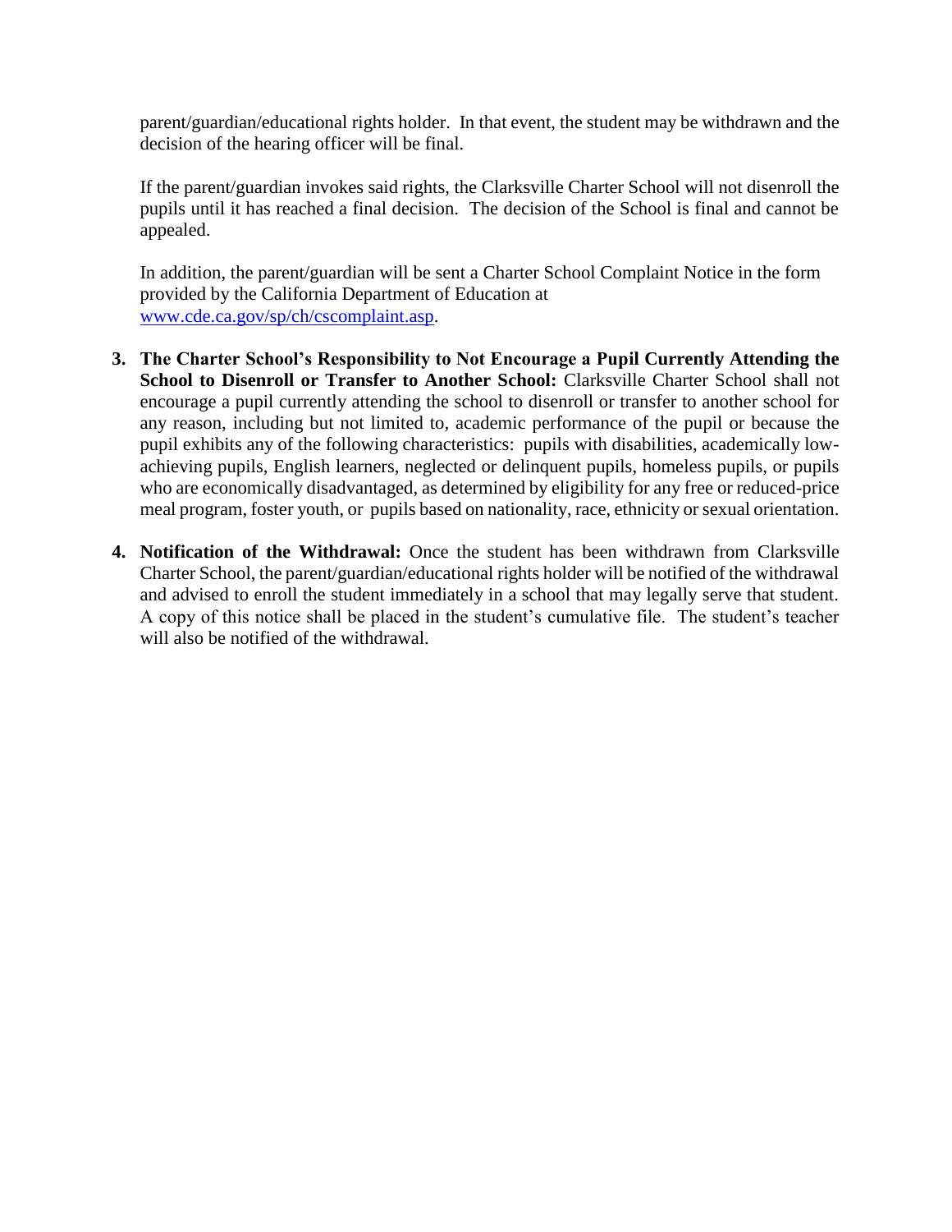parent/guardian/educational rights holder. In that event, the student may be withdrawn and the decision of the hearing officer will be final.

If the parent/guardian invokes said rights, the Clarksville Charter School will not disenroll the pupils until it has reached a final decision. The decision of the School is final and cannot be appealed.

In addition, the parent/guardian will be sent a Charter School Complaint Notice in the form provided by the California Department of Education at [www.cde.ca.gov/sp/ch/cscomplaint.asp](http://www.cde.ca.gov/sp/ch/cscomplaint.asp).

3. **The Charter School's Responsibility to Not Encourage a Pupil Currently Attending the School to Disenroll or Transfer to Another School:** Clarksville Charter School shall not encourage a pupil currently attending the school to disenroll or transfer to another school for any reason, including but not limited to, academic performance of the pupil or because the pupil exhibits any of the following characteristics: pupils with disabilities, academically low-achieving pupils, English learners, neglected or delinquent pupils, homeless pupils, or pupils who are economically disadvantaged, as determined by eligibility for any free or reduced-price meal program, foster youth, or pupils based on nationality, race, ethnicity or sexual orientation.

4. **Notification of the Withdrawal:** Once the student has been withdrawn from Clarksville Charter School, the parent/guardian/educational rights holder will be notified of the withdrawal and advised to enroll the student immediately in a school that may legally serve that student. A copy of this notice shall be placed in the student's cumulative file. The student's teacher will also be notified of the withdrawal.